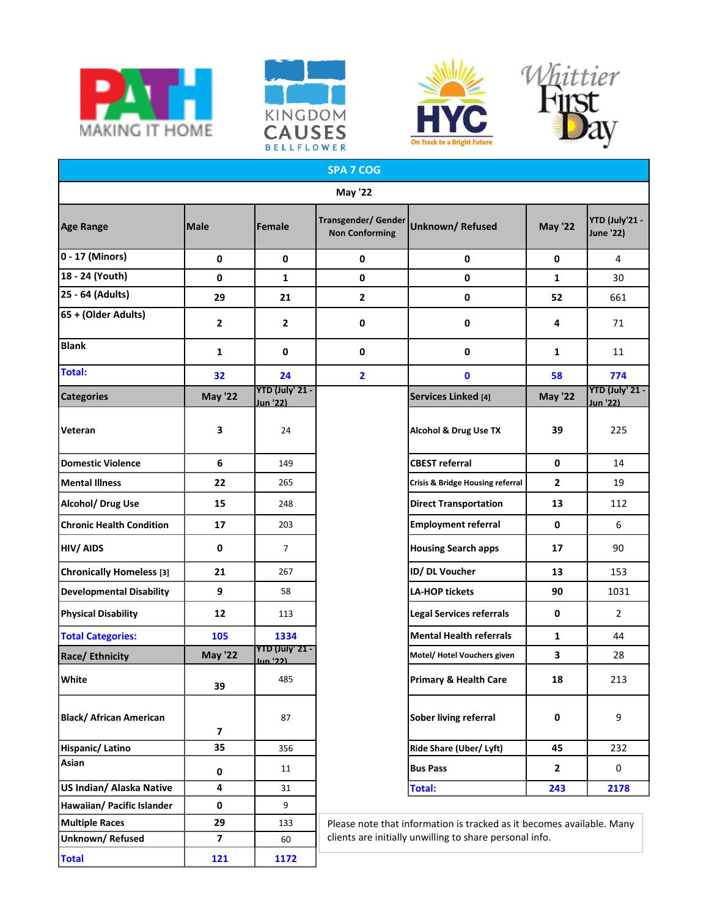PATH MAKING IT HOME | KINGDOM CAUSES BELLFLOWER | HYC On Track to a Bright Future | Whittier First Day

## SPA 7 COG

### May '22

| Age Range | Male | Female | Transgender/ Gender Non Conforming | Unknown/ Refused | May '22 | YTD (July'21 - June '22) |
|---|---|---|---|---|---|---|
| 0 - 17 (Minors) | 0 | 0 | 0 | 0 | 0 | 4 |
| 18 - 24 (Youth) | 0 | 1 | 0 | 0 | 1 | 30 |
| 25 - 64 (Adults) | 29 | 21 | 2 | 0 | 52 | 661 |
| 65 + (Older Adults) | 2 | 2 | 0 | 0 | 4 | 71 |
| Blank | 1 | 0 | 0 | 0 | 1 | 11 |
| **Total:** | **32** | **24** | **2** | **0** | **58** | **774** |

| Categories | May '22 | YTD (July' 21 - Jun '22) |
|---|---|---|
| Veteran | 3 | 24 |
| Domestic Violence | 6 | 149 |
| Mental Illness | 22 | 265 |
| Alcohol/ Drug Use | 15 | 248 |
| Chronic Health Condition | 17 | 203 |
| HIV/ AIDS | 0 | 7 |
| Chronically Homeless [3] | 21 | 267 |
| Developmental Disability | 9 | 58 |
| Physical Disability | 12 | 113 |
| **Total Categories:** | **105** | **1334** |

| Race/ Ethnicity | May '22 | YTD (July' 21 - Jun '22) |
|---|---|---|
| White | 39 | 485 |
| Black/ African American | 7 | 87 |
| Hispanic/ Latino | 35 | 356 |
| Asian | 0 | 11 |
| US Indian/ Alaska Native | 4 | 31 |
| Hawaiian/ Pacific Islander | 0 | 9 |
| Multiple Races | 29 | 133 |
| Unknown/ Refused | 7 | 60 |
| **Total** | **121** | **1172** |

| Services Linked [4] | May '22 | YTD (July' 21 - Jun '22) |
|---|---|---|
| Alcohol & Drug Use TX | 39 | 225 |
| CBEST referral | 0 | 14 |
| Crisis & Bridge Housing referral | 2 | 19 |
| Direct Transportation | 13 | 112 |
| Employment referral | 0 | 6 |
| Housing Search apps | 17 | 90 |
| ID/ DL Voucher | 13 | 153 |
| LA-HOP tickets | 90 | 1031 |
| Legal Services referrals | 0 | 2 |
| Mental Health referrals | 1 | 44 |
| Motel/ Hotel Vouchers given | 3 | 28 |
| Primary & Health Care | 18 | 213 |
| Sober living referral | 0 | 9 |
| Ride Share (Uber/ Lyft) | 45 | 232 |
| Bus Pass | 2 | 0 |
| **Total:** | **243** | **2178** |

Please note that information is tracked as it becomes available. Many clients are initially unwilling to share personal info.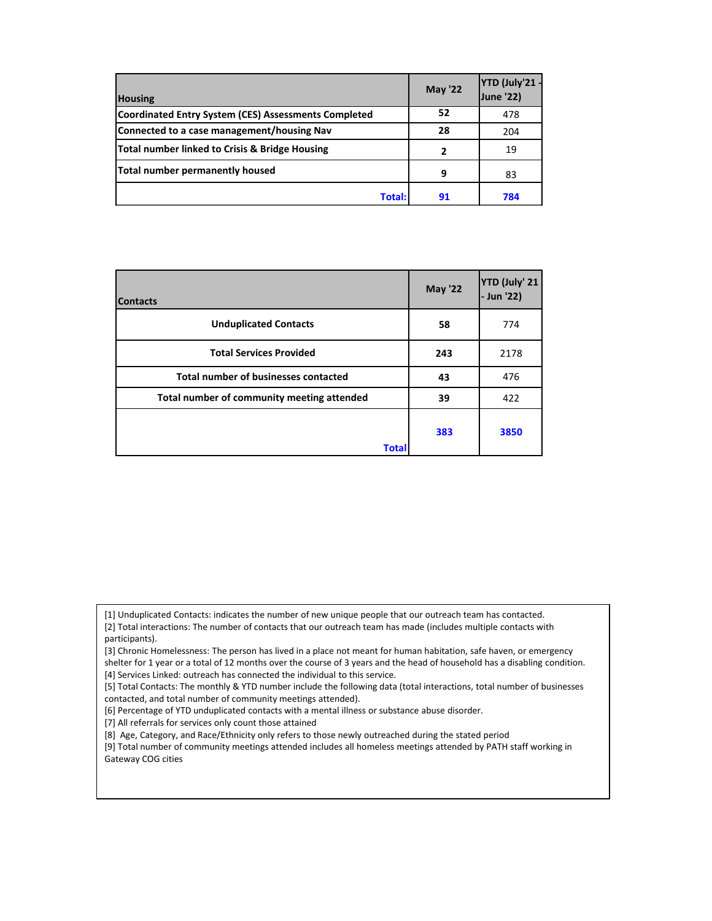| Housing | May '22 | YTD (July'21 - June '22) |
|---|---|---|
| **Coordinated Entry System (CES) Assessments Completed** | **52** | 478 |
| **Connected to a case management/housing Nav** | **28** | 204 |
| **Total number linked to Crisis & Bridge Housing** | **2** | 19 |
| **Total number permanently housed** | **9** | 83 |
| **Total:** | **91** | **784** |

| Contacts | May '22 | YTD (July' 21 - Jun '22) |
|---|---|---|
| **Unduplicated Contacts** | **58** | 774 |
| **Total Services Provided** | **243** | 2178 |
| **Total number of businesses contacted** | **43** | 476 |
| **Total number of community meeting attended** | **39** | 422 |
| **Total** | **383** | **3850** |

[1] Unduplicated Contacts: indicates the number of new unique people that our outreach team has contacted.
[2] Total interactions: The number of contacts that our outreach team has made (includes multiple contacts with participants).
[3] Chronic Homelessness: The person has lived in a place not meant for human habitation, safe haven, or emergency shelter for 1 year or a total of 12 months over the course of 3 years and the head of household has a disabling condition.
[4] Services Linked: outreach has connected the individual to this service.
[5] Total Contacts: The monthly & YTD number include the following data (total interactions, total number of businesses contacted, and total number of community meetings attended).
[6] Percentage of YTD unduplicated contacts with a mental illness or substance abuse disorder.
[7] All referrals for services only count those attained
[8] Age, Category, and Race/Ethnicity only refers to those newly outreached during the stated period
[9] Total number of community meetings attended includes all homeless meetings attended by PATH staff working in Gateway COG cities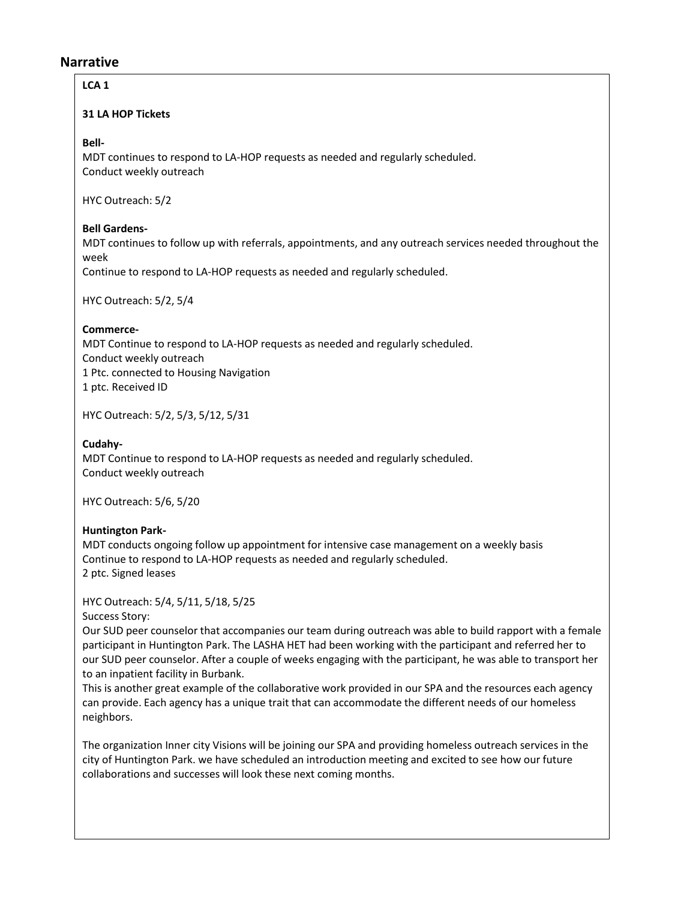## Narrative

**LCA 1**

**31 LA HOP Tickets**

**Bell-**

MDT continues to respond to LA-HOP requests as needed and regularly scheduled.
Conduct weekly outreach

HYC Outreach: 5/2

**Bell Gardens-**

MDT continues to follow up with referrals, appointments, and any outreach services needed throughout the week
Continue to respond to LA-HOP requests as needed and regularly scheduled.

HYC Outreach: 5/2, 5/4

**Commerce-**

MDT Continue to respond to LA-HOP requests as needed and regularly scheduled.
Conduct weekly outreach
1 Ptc. connected to Housing Navigation
1 ptc. Received ID

HYC Outreach: 5/2, 5/3, 5/12, 5/31

**Cudahy-**

MDT Continue to respond to LA-HOP requests as needed and regularly scheduled.
Conduct weekly outreach

HYC Outreach: 5/6, 5/20

**Huntington Park-**

MDT conducts ongoing follow up appointment for intensive case management on a weekly basis
Continue to respond to LA-HOP requests as needed and regularly scheduled.
2 ptc. Signed leases

HYC Outreach: 5/4, 5/11, 5/18, 5/25
Success Story:
Our SUD peer counselor that accompanies our team during outreach was able to build rapport with a female participant in Huntington Park. The LASHA HET had been working with the participant and referred her to our SUD peer counselor. After a couple of weeks engaging with the participant, he was able to transport her to an inpatient facility in Burbank.
This is another great example of the collaborative work provided in our SPA and the resources each agency can provide. Each agency has a unique trait that can accommodate the different needs of our homeless neighbors.

The organization Inner city Visions will be joining our SPA and providing homeless outreach services in the city of Huntington Park. we have scheduled an introduction meeting and excited to see how our future collaborations and successes will look these next coming months.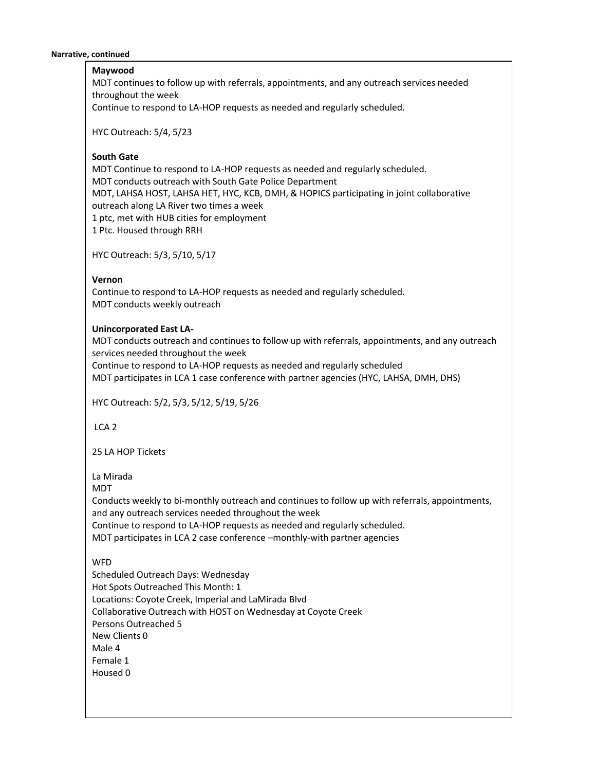**Narrative, continued**

**Maywood**

MDT continues to follow up with referrals, appointments, and any outreach services needed throughout the week

Continue to respond to LA-HOP requests as needed and regularly scheduled.

HYC Outreach: 5/4, 5/23

**South Gate**

MDT Continue to respond to LA-HOP requests as needed and regularly scheduled.

MDT conducts outreach with South Gate Police Department

MDT, LAHSA HOST, LAHSA HET, HYC, KCB, DMH, & HOPICS participating in joint collaborative outreach along LA River two times a week

1 ptc, met with HUB cities for employment

1 Ptc. Housed through RRH

HYC Outreach: 5/3, 5/10, 5/17

**Vernon**

Continue to respond to LA-HOP requests as needed and regularly scheduled.

MDT conducts weekly outreach

**Unincorporated East LA-**

MDT conducts outreach and continues to follow up with referrals, appointments, and any outreach services needed throughout the week

Continue to respond to LA-HOP requests as needed and regularly scheduled

MDT participates in LCA 1 case conference with partner agencies (HYC, LAHSA, DMH, DHS)

HYC Outreach: 5/2, 5/3, 5/12, 5/19, 5/26

LCA 2

25 LA HOP Tickets

La Mirada

MDT

Conducts weekly to bi-monthly outreach and continues to follow up with referrals, appointments, and any outreach services needed throughout the week

Continue to respond to LA-HOP requests as needed and regularly scheduled.

MDT participates in LCA 2 case conference –monthly-with partner agencies

WFD

Scheduled Outreach Days: Wednesday

Hot Spots Outreached This Month: 1

Locations: Coyote Creek, Imperial and LaMirada Blvd

Collaborative Outreach with HOST on Wednesday at Coyote Creek

Persons Outreached 5

New Clients 0

Male 4

Female 1

Housed 0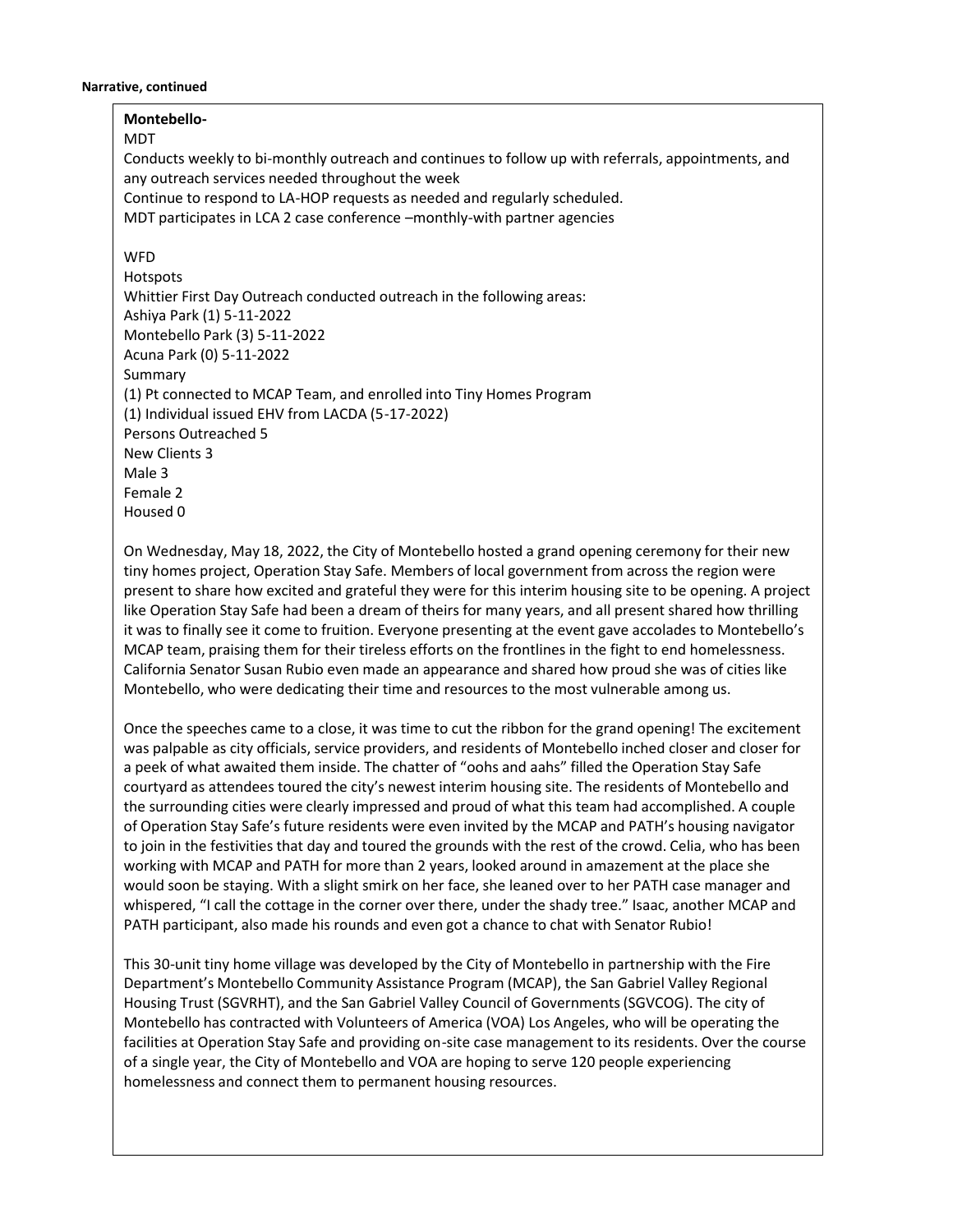**Narrative, continued**

**Montebello-**

MDT

Conducts weekly to bi-monthly outreach and continues to follow up with referrals, appointments, and any outreach services needed throughout the week

Continue to respond to LA-HOP requests as needed and regularly scheduled.

MDT participates in LCA 2 case conference –monthly-with partner agencies

WFD

Hotspots

Whittier First Day Outreach conducted outreach in the following areas:

Ashiya Park (1) 5-11-2022

Montebello Park (3) 5-11-2022

Acuna Park (0) 5-11-2022

Summary

(1) Pt connected to MCAP Team, and enrolled into Tiny Homes Program

(1) Individual issued EHV from LACDA (5-17-2022)

Persons Outreached 5

New Clients 3

Male 3

Female 2

Housed 0

On Wednesday, May 18, 2022, the City of Montebello hosted a grand opening ceremony for their new tiny homes project, Operation Stay Safe. Members of local government from across the region were present to share how excited and grateful they were for this interim housing site to be opening. A project like Operation Stay Safe had been a dream of theirs for many years, and all present shared how thrilling it was to finally see it come to fruition. Everyone presenting at the event gave accolades to Montebello's MCAP team, praising them for their tireless efforts on the frontlines in the fight to end homelessness. California Senator Susan Rubio even made an appearance and shared how proud she was of cities like Montebello, who were dedicating their time and resources to the most vulnerable among us.

Once the speeches came to a close, it was time to cut the ribbon for the grand opening! The excitement was palpable as city officials, service providers, and residents of Montebello inched closer and closer for a peek of what awaited them inside. The chatter of "oohs and aahs" filled the Operation Stay Safe courtyard as attendees toured the city's newest interim housing site. The residents of Montebello and the surrounding cities were clearly impressed and proud of what this team had accomplished. A couple of Operation Stay Safe's future residents were even invited by the MCAP and PATH's housing navigator to join in the festivities that day and toured the grounds with the rest of the crowd. Celia, who has been working with MCAP and PATH for more than 2 years, looked around in amazement at the place she would soon be staying. With a slight smirk on her face, she leaned over to her PATH case manager and whispered, "I call the cottage in the corner over there, under the shady tree." Isaac, another MCAP and PATH participant, also made his rounds and even got a chance to chat with Senator Rubio!

This 30-unit tiny home village was developed by the City of Montebello in partnership with the Fire Department's Montebello Community Assistance Program (MCAP), the San Gabriel Valley Regional Housing Trust (SGVRHT), and the San Gabriel Valley Council of Governments (SGVCOG). The city of Montebello has contracted with Volunteers of America (VOA) Los Angeles, who will be operating the facilities at Operation Stay Safe and providing on-site case management to its residents. Over the course of a single year, the City of Montebello and VOA are hoping to serve 120 people experiencing homelessness and connect them to permanent housing resources.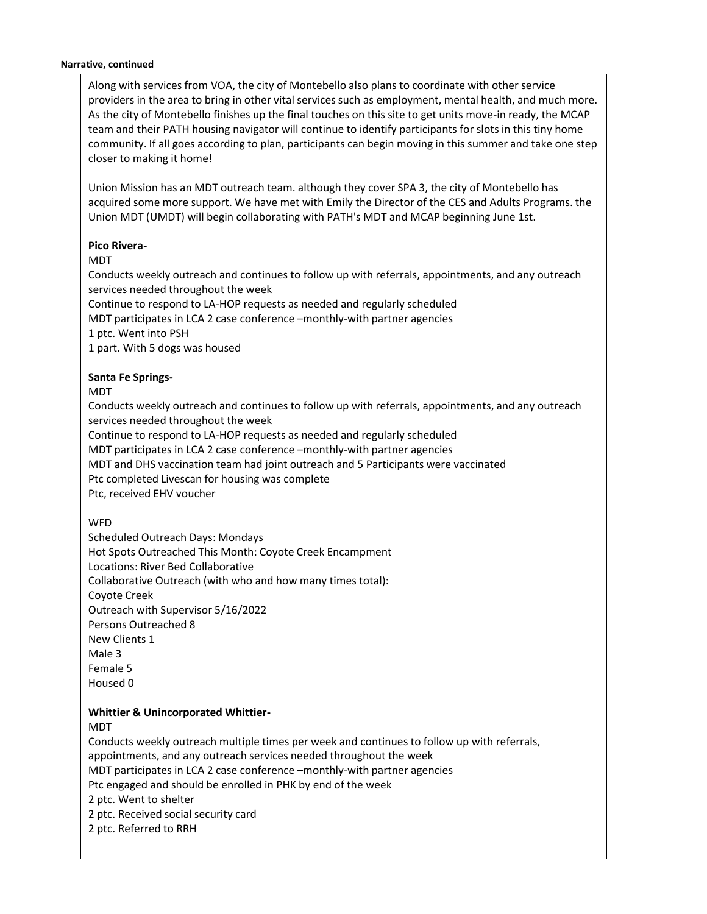**Narrative, continued**

Along with services from VOA, the city of Montebello also plans to coordinate with other service providers in the area to bring in other vital services such as employment, mental health, and much more. As the city of Montebello finishes up the final touches on this site to get units move-in ready, the MCAP team and their PATH housing navigator will continue to identify participants for slots in this tiny home community. If all goes according to plan, participants can begin moving in this summer and take one step closer to making it home!

Union Mission has an MDT outreach team. although they cover SPA 3, the city of Montebello has acquired some more support. We have met with Emily the Director of the CES and Adults Programs. the Union MDT (UMDT) will begin collaborating with PATH's MDT and MCAP beginning June 1st.

**Pico Rivera-**

MDT

Conducts weekly outreach and continues to follow up with referrals, appointments, and any outreach services needed throughout the week

Continue to respond to LA-HOP requests as needed and regularly scheduled

MDT participates in LCA 2 case conference –monthly-with partner agencies

1 ptc. Went into PSH

1 part. With 5 dogs was housed

**Santa Fe Springs-**

MDT

Conducts weekly outreach and continues to follow up with referrals, appointments, and any outreach services needed throughout the week

Continue to respond to LA-HOP requests as needed and regularly scheduled

MDT participates in LCA 2 case conference –monthly-with partner agencies

MDT and DHS vaccination team had joint outreach and 5 Participants were vaccinated

Ptc completed Livescan for housing was complete

Ptc, received EHV voucher

WFD

Scheduled Outreach Days: Mondays

Hot Spots Outreached This Month: Coyote Creek Encampment

Locations: River Bed Collaborative

Collaborative Outreach (with who and how many times total):

Coyote Creek

Outreach with Supervisor 5/16/2022

Persons Outreached 8

New Clients 1

Male 3

Female 5

Housed 0

**Whittier & Unincorporated Whittier-**

MDT

Conducts weekly outreach multiple times per week and continues to follow up with referrals, appointments, and any outreach services needed throughout the week

MDT participates in LCA 2 case conference –monthly-with partner agencies

Ptc engaged and should be enrolled in PHK by end of the week

2 ptc. Went to shelter

2 ptc. Received social security card

2 ptc. Referred to RRH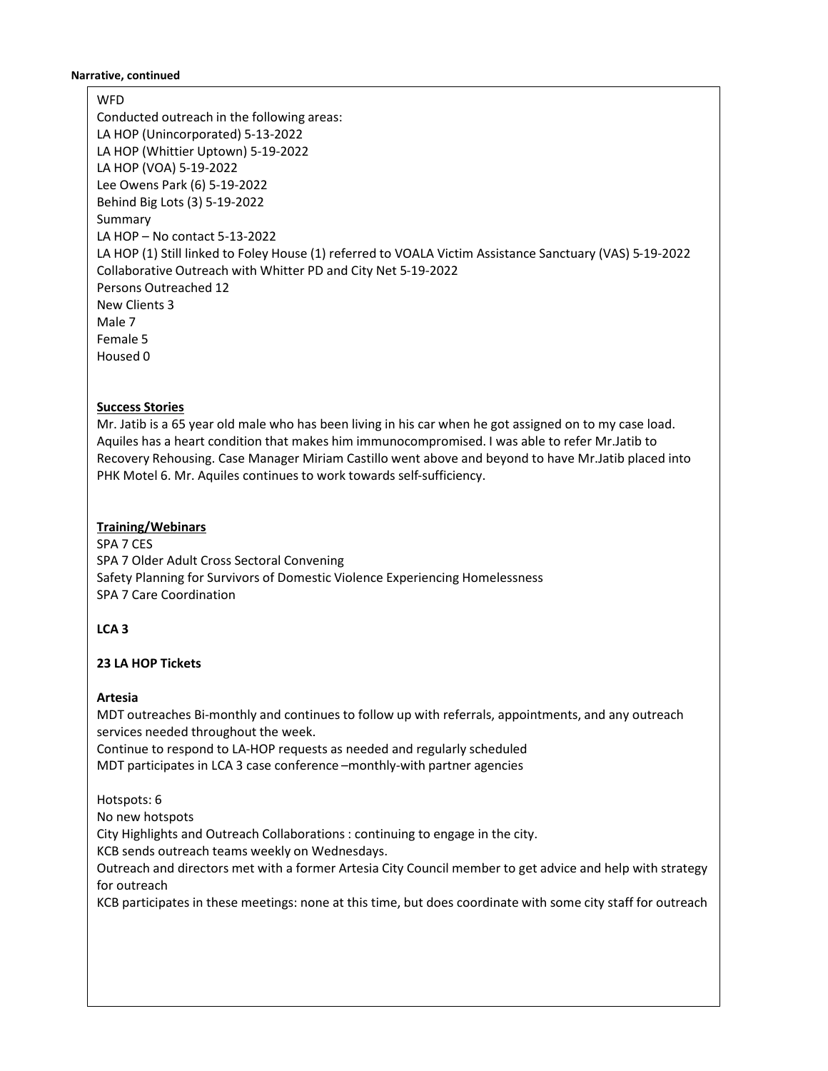**Narrative, continued**

WFD
Conducted outreach in the following areas:
LA HOP (Unincorporated) 5-13-2022
LA HOP (Whittier Uptown) 5-19-2022
LA HOP (VOA) 5-19-2022
Lee Owens Park (6) 5-19-2022
Behind Big Lots (3) 5-19-2022
Summary
LA HOP – No contact 5-13-2022
LA HOP (1) Still linked to Foley House (1) referred to VOALA Victim Assistance Sanctuary (VAS) 5-19-2022
Collaborative Outreach with Whitter PD and City Net 5-19-2022
Persons Outreached 12
New Clients 3
Male 7
Female 5
Housed 0

**Success Stories**

Mr. Jatib is a 65 year old male who has been living in his car when he got assigned on to my case load. Aquiles has a heart condition that makes him immunocompromised. I was able to refer Mr.Jatib to Recovery Rehousing. Case Manager Miriam Castillo went above and beyond to have Mr.Jatib placed into PHK Motel 6. Mr. Aquiles continues to work towards self-sufficiency.

**Training/Webinars**

SPA 7 CES
SPA 7 Older Adult Cross Sectoral Convening
Safety Planning for Survivors of Domestic Violence Experiencing Homelessness
SPA 7 Care Coordination

**LCA 3**

**23 LA HOP Tickets**

**Artesia**

MDT outreaches Bi-monthly and continues to follow up with referrals, appointments, and any outreach services needed throughout the week.
Continue to respond to LA-HOP requests as needed and regularly scheduled
MDT participates in LCA 3 case conference –monthly-with partner agencies

Hotspots: 6
No new hotspots
City Highlights and Outreach Collaborations : continuing to engage in the city.
KCB sends outreach teams weekly on Wednesdays.
Outreach and directors met with a former Artesia City Council member to get advice and help with strategy for outreach
KCB participates in these meetings: none at this time, but does coordinate with some city staff for outreach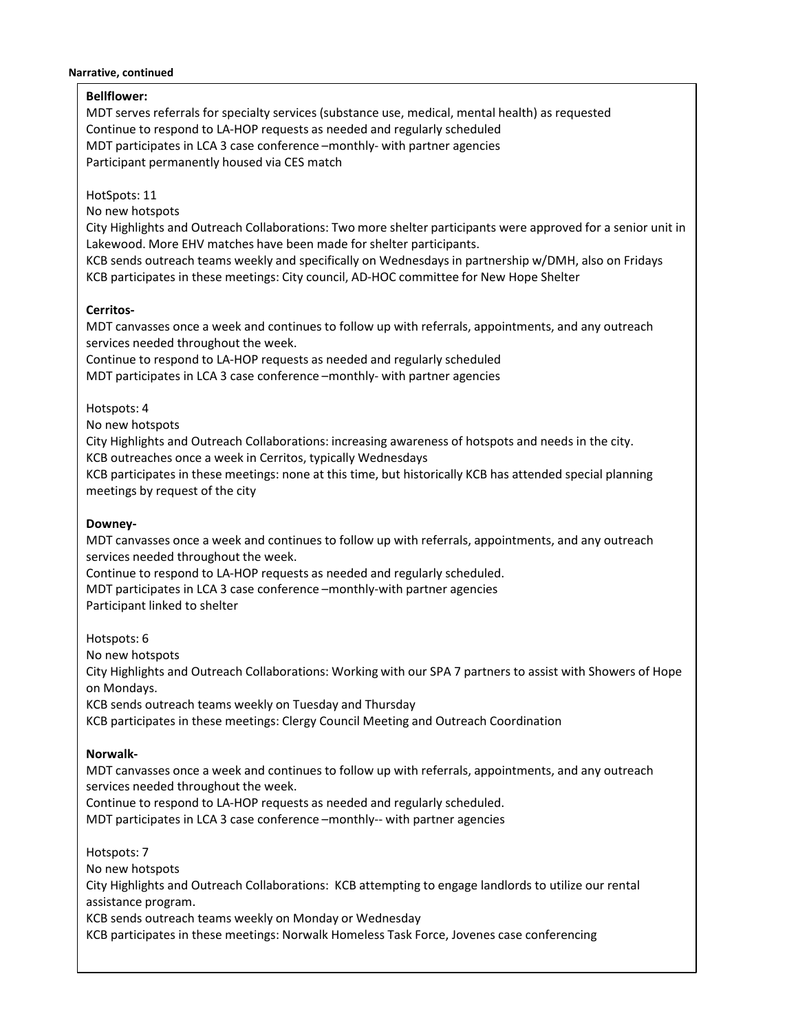**Narrative, continued**

**Bellflower:**
MDT serves referrals for specialty services (substance use, medical, mental health) as requested
Continue to respond to LA-HOP requests as needed and regularly scheduled
MDT participates in LCA 3 case conference –monthly- with partner agencies
Participant permanently housed via CES match

HotSpots: 11
No new hotspots
City Highlights and Outreach Collaborations: Two more shelter participants were approved for a senior unit in Lakewood. More EHV matches have been made for shelter participants.
KCB sends outreach teams weekly and specifically on Wednesdays in partnership w/DMH, also on Fridays
KCB participates in these meetings: City council, AD-HOC committee for New Hope Shelter

**Cerritos-**
MDT canvasses once a week and continues to follow up with referrals, appointments, and any outreach services needed throughout the week.
Continue to respond to LA-HOP requests as needed and regularly scheduled
MDT participates in LCA 3 case conference –monthly- with partner agencies

Hotspots: 4
No new hotspots
City Highlights and Outreach Collaborations: increasing awareness of hotspots and needs in the city.
KCB outreaches once a week in Cerritos, typically Wednesdays
KCB participates in these meetings: none at this time, but historically KCB has attended special planning meetings by request of the city

**Downey-**
MDT canvasses once a week and continues to follow up with referrals, appointments, and any outreach services needed throughout the week.
Continue to respond to LA-HOP requests as needed and regularly scheduled.
MDT participates in LCA 3 case conference –monthly-with partner agencies
Participant linked to shelter

Hotspots: 6
No new hotspots
City Highlights and Outreach Collaborations: Working with our SPA 7 partners to assist with Showers of Hope on Mondays.
KCB sends outreach teams weekly on Tuesday and Thursday
KCB participates in these meetings: Clergy Council Meeting and Outreach Coordination

**Norwalk-**
MDT canvasses once a week and continues to follow up with referrals, appointments, and any outreach services needed throughout the week.
Continue to respond to LA-HOP requests as needed and regularly scheduled.
MDT participates in LCA 3 case conference –monthly-- with partner agencies

Hotspots: 7
No new hotspots
City Highlights and Outreach Collaborations: KCB attempting to engage landlords to utilize our rental assistance program.
KCB sends outreach teams weekly on Monday or Wednesday
KCB participates in these meetings: Norwalk Homeless Task Force, Jovenes case conferencing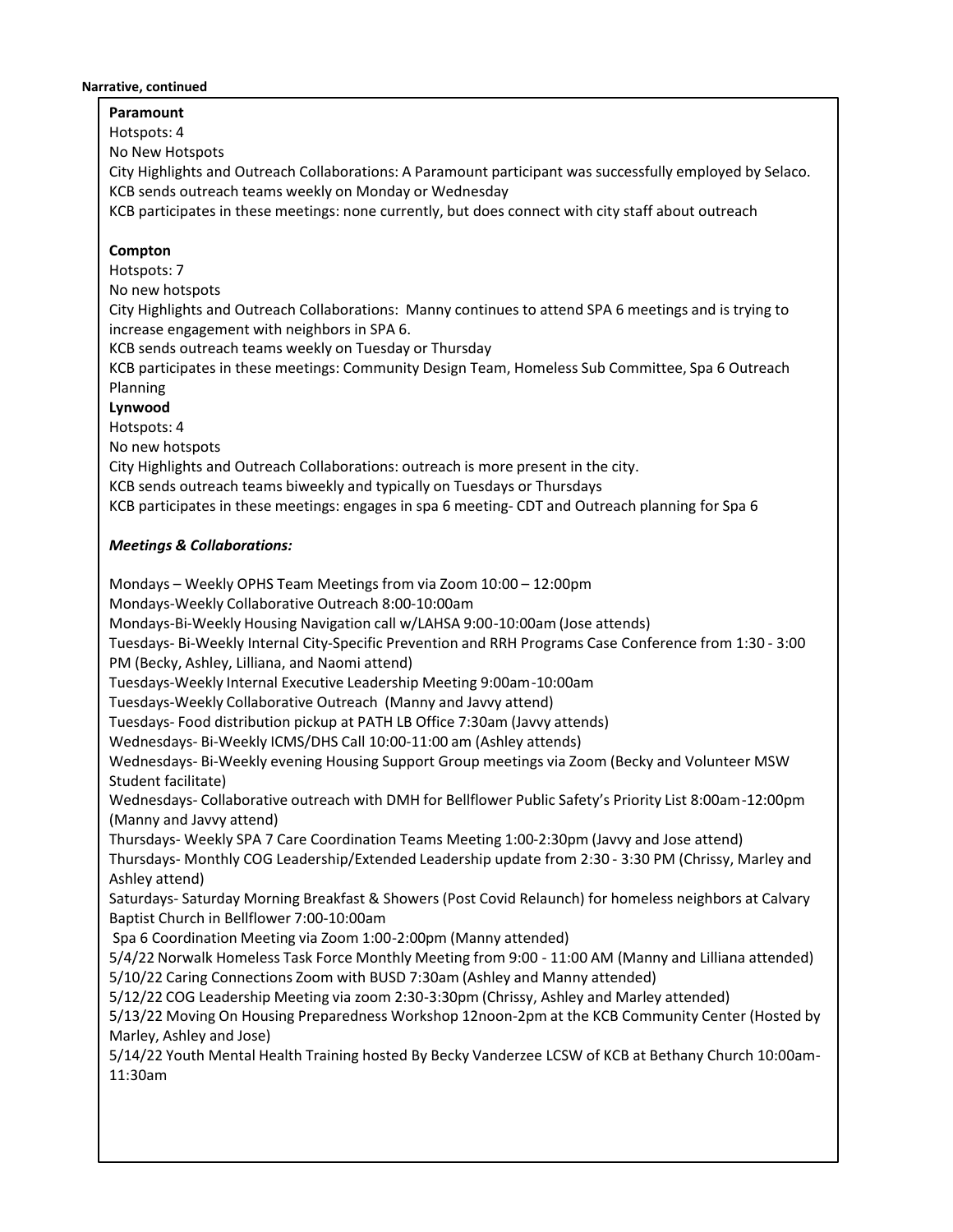**Narrative, continued**

**Paramount**

Hotspots: 4

No New Hotspots

City Highlights and Outreach Collaborations: A Paramount participant was successfully employed by Selaco.

KCB sends outreach teams weekly on Monday or Wednesday

KCB participates in these meetings: none currently, but does connect with city staff about outreach

**Compton**

Hotspots: 7

No new hotspots

City Highlights and Outreach Collaborations: Manny continues to attend SPA 6 meetings and is trying to increase engagement with neighbors in SPA 6.

KCB sends outreach teams weekly on Tuesday or Thursday

KCB participates in these meetings: Community Design Team, Homeless Sub Committee, Spa 6 Outreach Planning

**Lynwood**

Hotspots: 4

No new hotspots

City Highlights and Outreach Collaborations: outreach is more present in the city.

KCB sends outreach teams biweekly and typically on Tuesdays or Thursdays

KCB participates in these meetings: engages in spa 6 meeting- CDT and Outreach planning for Spa 6

***Meetings & Collaborations:***

Mondays – Weekly OPHS Team Meetings from via Zoom 10:00 – 12:00pm

Mondays-Weekly Collaborative Outreach 8:00-10:00am

Mondays-Bi-Weekly Housing Navigation call w/LAHSA 9:00-10:00am (Jose attends)

Tuesdays- Bi-Weekly Internal City-Specific Prevention and RRH Programs Case Conference from 1:30 - 3:00 PM (Becky, Ashley, Lilliana, and Naomi attend)

Tuesdays-Weekly Internal Executive Leadership Meeting 9:00am-10:00am

Tuesdays-Weekly Collaborative Outreach (Manny and Javvy attend)

Tuesdays- Food distribution pickup at PATH LB Office 7:30am (Javvy attends)

Wednesdays- Bi-Weekly ICMS/DHS Call 10:00-11:00 am (Ashley attends)

Wednesdays- Bi-Weekly evening Housing Support Group meetings via Zoom (Becky and Volunteer MSW Student facilitate)

Wednesdays- Collaborative outreach with DMH for Bellflower Public Safety's Priority List 8:00am-12:00pm (Manny and Javvy attend)

Thursdays- Weekly SPA 7 Care Coordination Teams Meeting 1:00-2:30pm (Javvy and Jose attend)

Thursdays- Monthly COG Leadership/Extended Leadership update from 2:30 - 3:30 PM (Chrissy, Marley and Ashley attend)

Saturdays- Saturday Morning Breakfast & Showers (Post Covid Relaunch) for homeless neighbors at Calvary Baptist Church in Bellflower 7:00-10:00am

Spa 6 Coordination Meeting via Zoom 1:00-2:00pm (Manny attended)

5/4/22 Norwalk Homeless Task Force Monthly Meeting from 9:00 - 11:00 AM (Manny and Lilliana attended)

5/10/22 Caring Connections Zoom with BUSD 7:30am (Ashley and Manny attended)

5/12/22 COG Leadership Meeting via zoom 2:30-3:30pm (Chrissy, Ashley and Marley attended)

5/13/22 Moving On Housing Preparedness Workshop 12noon-2pm at the KCB Community Center (Hosted by Marley, Ashley and Jose)

5/14/22 Youth Mental Health Training hosted By Becky Vanderzee LCSW of KCB at Bethany Church 10:00am-11:30am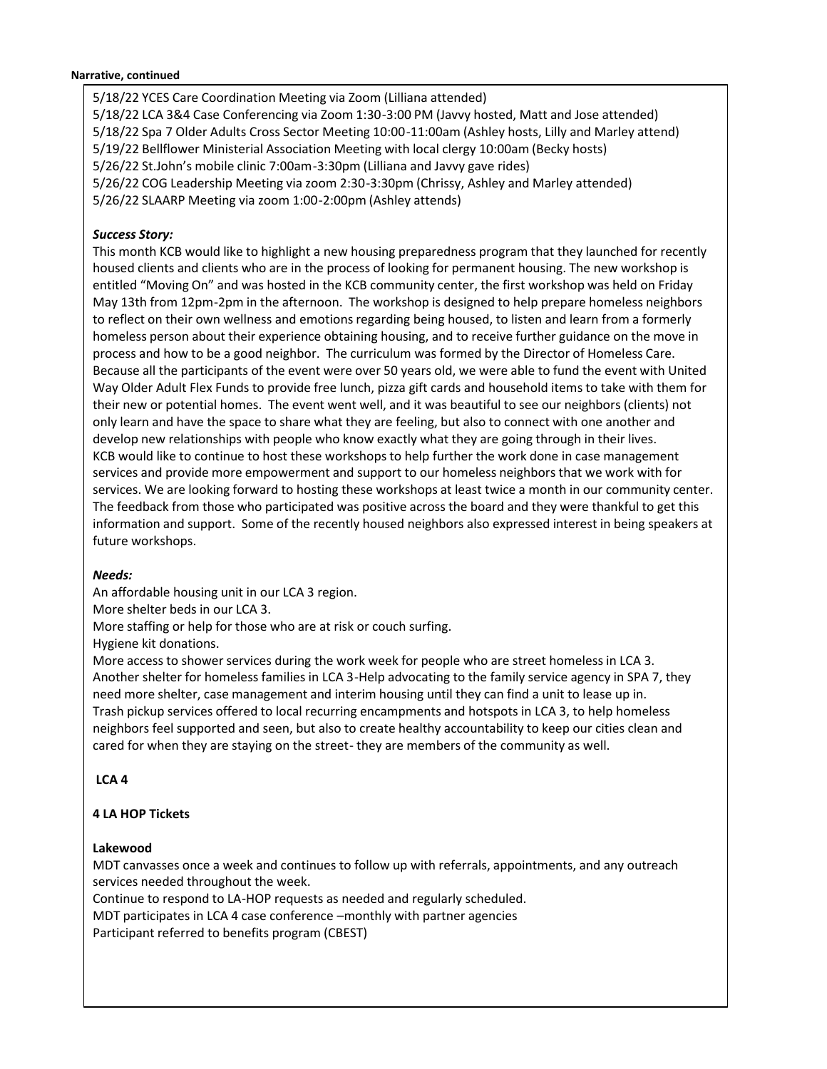**Narrative, continued**

5/18/22 YCES Care Coordination Meeting via Zoom (Lilliana attended)
5/18/22 LCA 3&4 Case Conferencing via Zoom 1:30-3:00 PM (Javvy hosted, Matt and Jose attended)
5/18/22 Spa 7 Older Adults Cross Sector Meeting 10:00-11:00am (Ashley hosts, Lilly and Marley attend)
5/19/22 Bellflower Ministerial Association Meeting with local clergy 10:00am (Becky hosts)
5/26/22 St.John's mobile clinic 7:00am-3:30pm (Lilliana and Javvy gave rides)
5/26/22 COG Leadership Meeting via zoom 2:30-3:30pm (Chrissy, Ashley and Marley attended)
5/26/22 SLAARP Meeting via zoom 1:00-2:00pm (Ashley attends)

***Success Story:***

This month KCB would like to highlight a new housing preparedness program that they launched for recently housed clients and clients who are in the process of looking for permanent housing. The new workshop is entitled "Moving On" and was hosted in the KCB community center, the first workshop was held on Friday May 13th from 12pm-2pm in the afternoon. The workshop is designed to help prepare homeless neighbors to reflect on their own wellness and emotions regarding being housed, to listen and learn from a formerly homeless person about their experience obtaining housing, and to receive further guidance on the move in process and how to be a good neighbor. The curriculum was formed by the Director of Homeless Care. Because all the participants of the event were over 50 years old, we were able to fund the event with United Way Older Adult Flex Funds to provide free lunch, pizza gift cards and household items to take with them for their new or potential homes. The event went well, and it was beautiful to see our neighbors (clients) not only learn and have the space to share what they are feeling, but also to connect with one another and develop new relationships with people who know exactly what they are going through in their lives.
KCB would like to continue to host these workshops to help further the work done in case management services and provide more empowerment and support to our homeless neighbors that we work with for services. We are looking forward to hosting these workshops at least twice a month in our community center. The feedback from those who participated was positive across the board and they were thankful to get this information and support. Some of the recently housed neighbors also expressed interest in being speakers at future workshops.

***Needs:***

An affordable housing unit in our LCA 3 region.
More shelter beds in our LCA 3.
More staffing or help for those who are at risk or couch surfing.
Hygiene kit donations.
More access to shower services during the work week for people who are street homeless in LCA 3.
Another shelter for homeless families in LCA 3-Help advocating to the family service agency in SPA 7, they need more shelter, case management and interim housing until they can find a unit to lease up in.
Trash pickup services offered to local recurring encampments and hotspots in LCA 3, to help homeless neighbors feel supported and seen, but also to create healthy accountability to keep our cities clean and cared for when they are staying on the street- they are members of the community as well.

**LCA 4**

**4 LA HOP Tickets**

**Lakewood**

MDT canvasses once a week and continues to follow up with referrals, appointments, and any outreach services needed throughout the week.
Continue to respond to LA-HOP requests as needed and regularly scheduled.
MDT participates in LCA 4 case conference –monthly with partner agencies
Participant referred to benefits program (CBEST)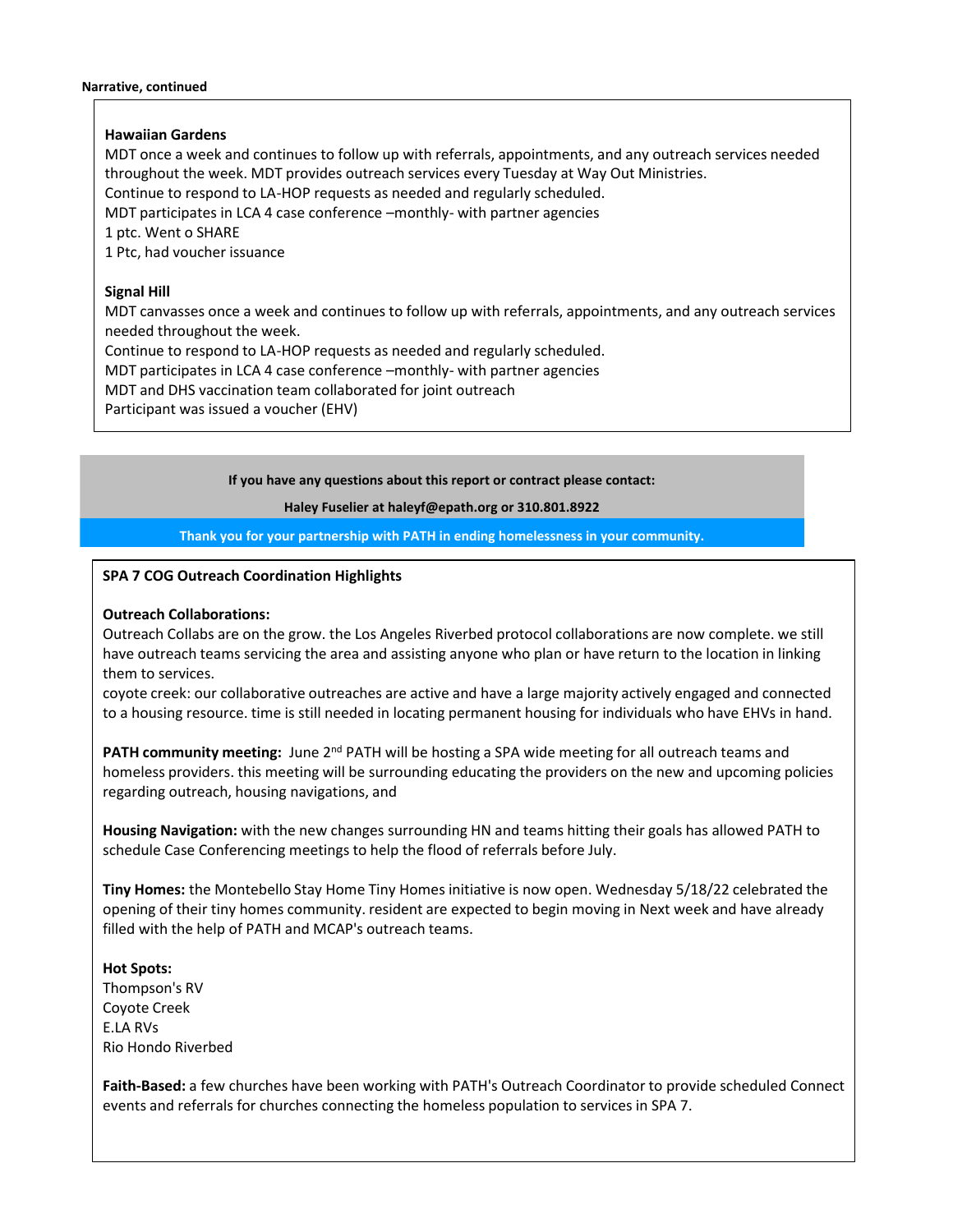**Narrative, continued**

**Hawaiian Gardens**

MDT once a week and continues to follow up with referrals, appointments, and any outreach services needed throughout the week. MDT provides outreach services every Tuesday at Way Out Ministries.
Continue to respond to LA-HOP requests as needed and regularly scheduled.
MDT participates in LCA 4 case conference –monthly- with partner agencies
1 ptc. Went o SHARE
1 Ptc, had voucher issuance

**Signal Hill**

MDT canvasses once a week and continues to follow up with referrals, appointments, and any outreach services needed throughout the week.
Continue to respond to LA-HOP requests as needed and regularly scheduled.
MDT participates in LCA 4 case conference –monthly- with partner agencies
MDT and DHS vaccination team collaborated for joint outreach
Participant was issued a voucher (EHV)

**If you have any questions about this report or contract please contact:**

**Haley Fuselier at haleyf@epath.org or 310.801.8922**

**Thank you for your partnership with PATH in ending homelessness in your community.**

**SPA 7 COG Outreach Coordination Highlights**

**Outreach Collaborations:**
Outreach Collabs are on the grow. the Los Angeles Riverbed protocol collaborations are now complete. we still have outreach teams servicing the area and assisting anyone who plan or have return to the location in linking them to services.
coyote creek: our collaborative outreaches are active and have a large majority actively engaged and connected to a housing resource. time is still needed in locating permanent housing for individuals who have EHVs in hand.

**PATH community meeting:** June 2nd PATH will be hosting a SPA wide meeting for all outreach teams and homeless providers. this meeting will be surrounding educating the providers on the new and upcoming policies regarding outreach, housing navigations, and

**Housing Navigation:** with the new changes surrounding HN and teams hitting their goals has allowed PATH to schedule Case Conferencing meetings to help the flood of referrals before July.

**Tiny Homes:** the Montebello Stay Home Tiny Homes initiative is now open. Wednesday 5/18/22 celebrated the opening of their tiny homes community. resident are expected to begin moving in Next week and have already filled with the help of PATH and MCAP's outreach teams.

**Hot Spots:**
Thompson's RV
Coyote Creek
E.LA RVs
Rio Hondo Riverbed

**Faith-Based:** a few churches have been working with PATH's Outreach Coordinator to provide scheduled Connect events and referrals for churches connecting the homeless population to services in SPA 7.